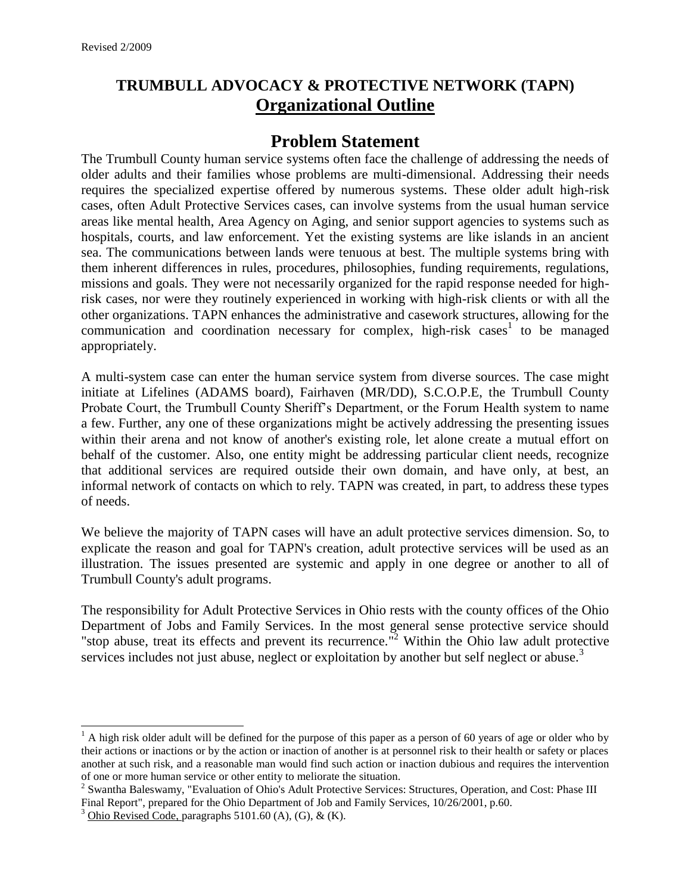Revised 2/2009

# TRUMBULL ADVOCACY & PROTECTIVE NETWORK (TAPN)

## Organizational Outline

## Problem Statement

The Trumbull County human service systems often face the challenge of addressing the needs of older adults and their families whose problems are multi-dimensional. Addressing their needs requires the specialized expertise offered by numerous systems. These older adult high-risk cases, often Adult Protective Services cases, can involve systems from the usual human service areas like mental health, Area Agency on Aging, and senior support agencies to systems such as hospitals, courts, and law enforcement. Yet the existing systems are like islands in an ancient sea. The communications between lands were tenuous at best. The multiple systems bring with them inherent differences in rules, procedures, philosophies, funding requirements, regulations, missions and goals. They were not necessarily organized for the rapid response needed for high-risk cases, nor were they routinely experienced in working with high-risk clients or with all the other organizations. TAPN enhances the administrative and casework structures, allowing for the communication and coordination necessary for complex, high-risk cases[1] to be managed appropriately.

A multi-system case can enter the human service system from diverse sources. The case might initiate at Lifelines (ADAMS board), Fairhaven (MR/DD), S.C.O.P.E, the Trumbull County Probate Court, the Trumbull County Sheriff's Department, or the Forum Health system to name a few. Further, any one of these organizations might be actively addressing the presenting issues within their arena and not know of another's existing role, let alone create a mutual effort on behalf of the customer. Also, one entity might be addressing particular client needs, recognize that additional services are required outside their own domain, and have only, at best, an informal network of contacts on which to rely. TAPN was created, in part, to address these types of needs.

We believe the majority of TAPN cases will have an adult protective services dimension. So, to explicate the reason and goal for TAPN's creation, adult protective services will be used as an illustration. The issues presented are systemic and apply in one degree or another to all of Trumbull County's adult programs.

The responsibility for Adult Protective Services in Ohio rests with the county offices of the Ohio Department of Jobs and Family Services. In the most general sense protective service should "stop abuse, treat its effects and prevent its recurrence."[2] Within the Ohio law adult protective services includes not just abuse, neglect or exploitation by another but self neglect or abuse.[3]

---

[1] A high risk older adult will be defined for the purpose of this paper as a person of 60 years of age or older who by their actions or inactions or by the action or inaction of another is at personnel risk to their health or safety or places another at such risk, and a reasonable man would find such action or inaction dubious and requires the intervention of one or more human service or other entity to meliorate the situation.

[2] Swantha Baleswamy, "Evaluation of Ohio's Adult Protective Services: Structures, Operation, and Cost: Phase III Final Report", prepared for the Ohio Department of Job and Family Services, 10/26/2001, p.60.

[3] Ohio Revised Code, paragraphs 5101.60 (A), (G), & (K).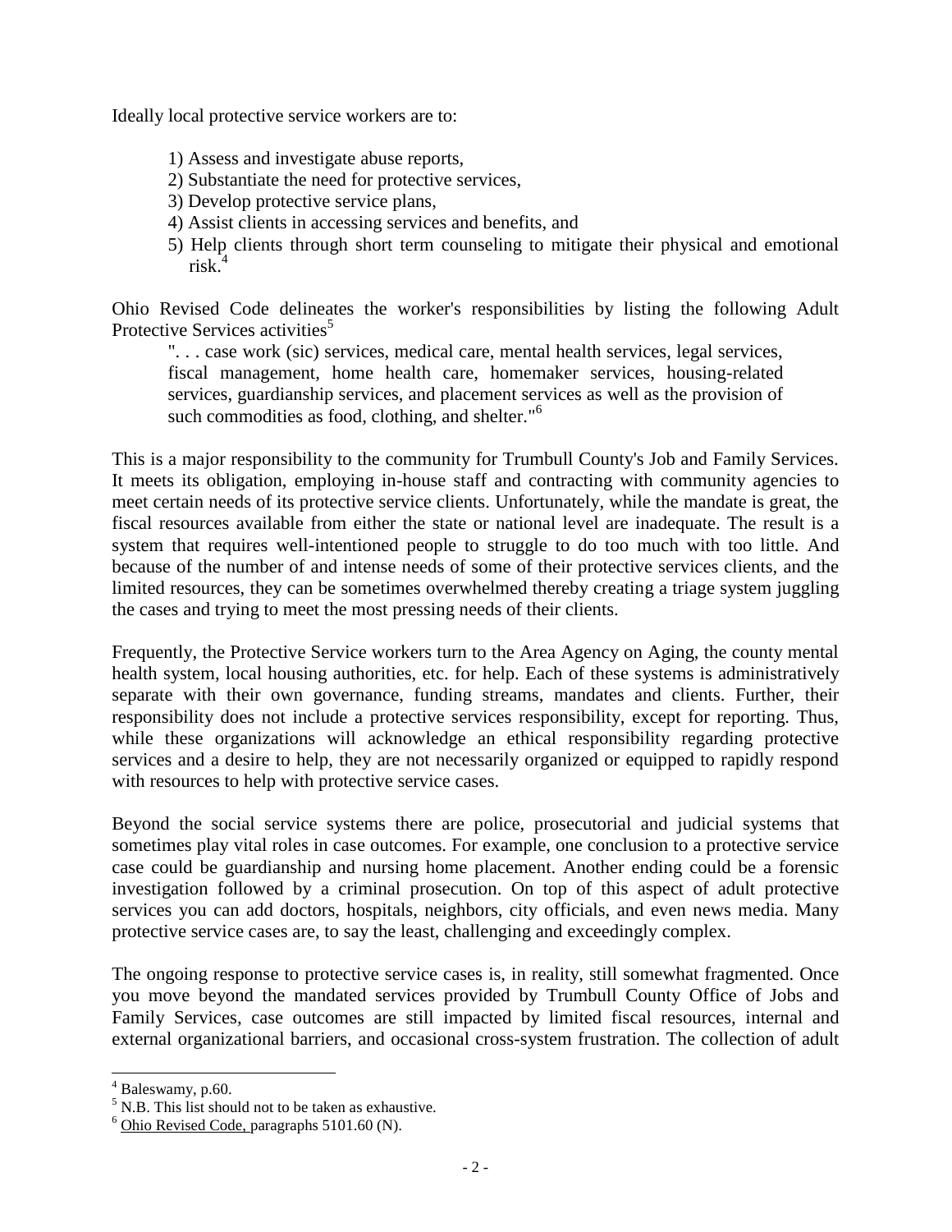Ideally local protective service workers are to:

1) Assess and investigate abuse reports,
2) Substantiate the need for protective services,
3) Develop protective service plans,
4) Assist clients in accessing services and benefits, and
5) Help clients through short term counseling to mitigate their physical and emotional risk.[4]

Ohio Revised Code delineates the worker's responsibilities by listing the following Adult Protective Services activities[5]

> ". . . case work (sic) services, medical care, mental health services, legal services, fiscal management, home health care, homemaker services, housing-related services, guardianship services, and placement services as well as the provision of such commodities as food, clothing, and shelter."[6]

This is a major responsibility to the community for Trumbull County's Job and Family Services. It meets its obligation, employing in-house staff and contracting with community agencies to meet certain needs of its protective service clients. Unfortunately, while the mandate is great, the fiscal resources available from either the state or national level are inadequate. The result is a system that requires well-intentioned people to struggle to do too much with too little. And because of the number of and intense needs of some of their protective services clients, and the limited resources, they can be sometimes overwhelmed thereby creating a triage system juggling the cases and trying to meet the most pressing needs of their clients.

Frequently, the Protective Service workers turn to the Area Agency on Aging, the county mental health system, local housing authorities, etc. for help. Each of these systems is administratively separate with their own governance, funding streams, mandates and clients. Further, their responsibility does not include a protective services responsibility, except for reporting. Thus, while these organizations will acknowledge an ethical responsibility regarding protective services and a desire to help, they are not necessarily organized or equipped to rapidly respond with resources to help with protective service cases.

Beyond the social service systems there are police, prosecutorial and judicial systems that sometimes play vital roles in case outcomes. For example, one conclusion to a protective service case could be guardianship and nursing home placement. Another ending could be a forensic investigation followed by a criminal prosecution. On top of this aspect of adult protective services you can add doctors, hospitals, neighbors, city officials, and even news media. Many protective service cases are, to say the least, challenging and exceedingly complex.

The ongoing response to protective service cases is, in reality, still somewhat fragmented. Once you move beyond the mandated services provided by Trumbull County Office of Jobs and Family Services, case outcomes are still impacted by limited fiscal resources, internal and external organizational barriers, and occasional cross-system frustration. The collection of adult

---

[4] Baleswamy, p.60.

[5] N.B. This list should not to be taken as exhaustive.

[6] Ohio Revised Code, paragraphs 5101.60 (N).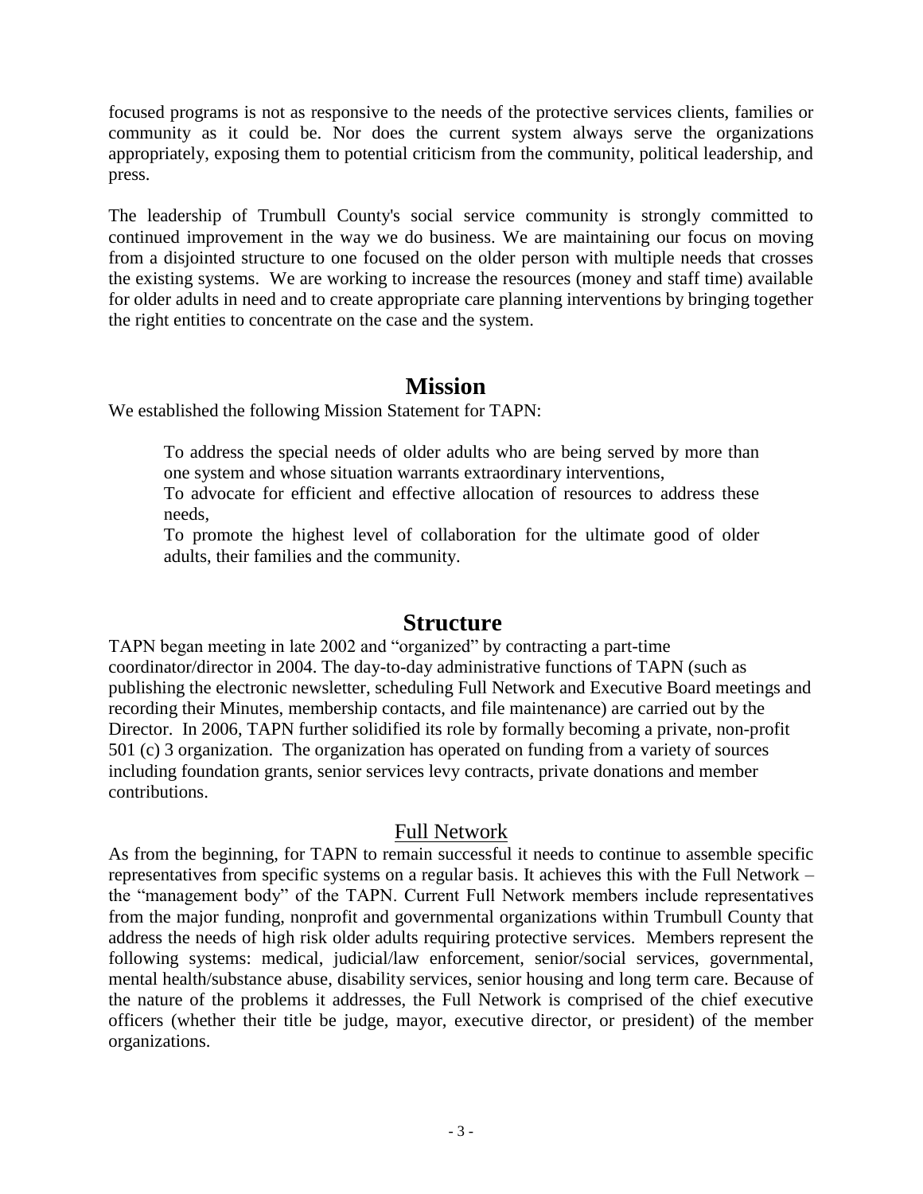focused programs is not as responsive to the needs of the protective services clients, families or community as it could be. Nor does the current system always serve the organizations appropriately, exposing them to potential criticism from the community, political leadership, and press.

The leadership of Trumbull County's social service community is strongly committed to continued improvement in the way we do business. We are maintaining our focus on moving from a disjointed structure to one focused on the older person with multiple needs that crosses the existing systems. We are working to increase the resources (money and staff time) available for older adults in need and to create appropriate care planning interventions by bringing together the right entities to concentrate on the case and the system.

## Mission

We established the following Mission Statement for TAPN:

> To address the special needs of older adults who are being served by more than one system and whose situation warrants extraordinary interventions,
> To advocate for efficient and effective allocation of resources to address these needs,
> To promote the highest level of collaboration for the ultimate good of older adults, their families and the community.

## Structure

TAPN began meeting in late 2002 and "organized" by contracting a part-time coordinator/director in 2004. The day-to-day administrative functions of TAPN (such as publishing the electronic newsletter, scheduling Full Network and Executive Board meetings and recording their Minutes, membership contacts, and file maintenance) are carried out by the Director. In 2006, TAPN further solidified its role by formally becoming a private, non-profit 501 (c) 3 organization. The organization has operated on funding from a variety of sources including foundation grants, senior services levy contracts, private donations and member contributions.

### Full Network

As from the beginning, for TAPN to remain successful it needs to continue to assemble specific representatives from specific systems on a regular basis. It achieves this with the Full Network – the "management body" of the TAPN. Current Full Network members include representatives from the major funding, nonprofit and governmental organizations within Trumbull County that address the needs of high risk older adults requiring protective services. Members represent the following systems: medical, judicial/law enforcement, senior/social services, governmental, mental health/substance abuse, disability services, senior housing and long term care. Because of the nature of the problems it addresses, the Full Network is comprised of the chief executive officers (whether their title be judge, mayor, executive director, or president) of the member organizations.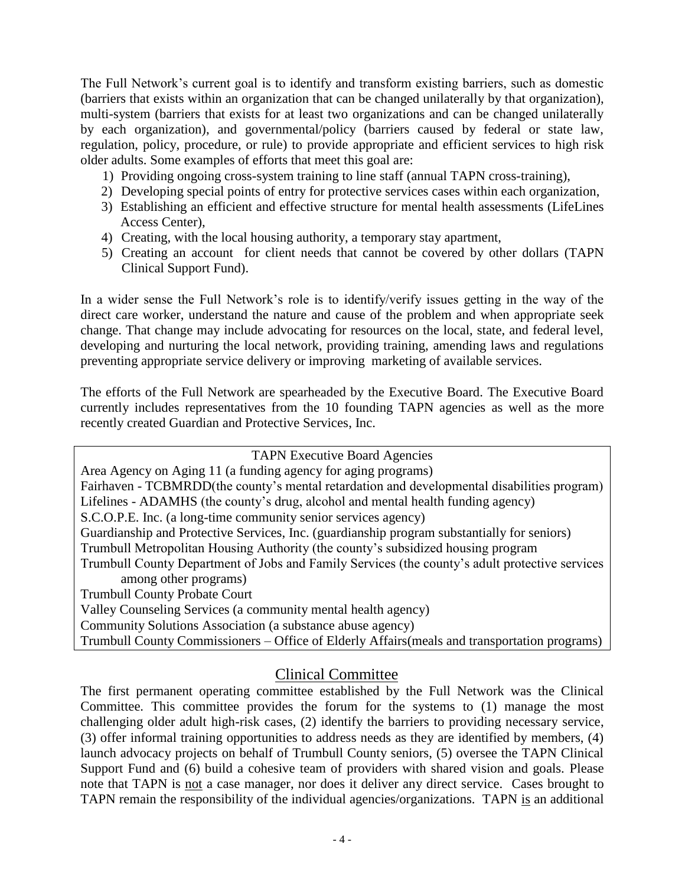The Full Network's current goal is to identify and transform existing barriers, such as domestic (barriers that exists within an organization that can be changed unilaterally by that organization), multi-system (barriers that exists for at least two organizations and can be changed unilaterally by each organization), and governmental/policy (barriers caused by federal or state law, regulation, policy, procedure, or rule) to provide appropriate and efficient services to high risk older adults. Some examples of efforts that meet this goal are:

1) Providing ongoing cross-system training to line staff (annual TAPN cross-training),
2) Developing special points of entry for protective services cases within each organization,
3) Establishing an efficient and effective structure for mental health assessments (LifeLines Access Center),
4) Creating, with the local housing authority, a temporary stay apartment,
5) Creating an account for client needs that cannot be covered by other dollars (TAPN Clinical Support Fund).

In a wider sense the Full Network's role is to identify/verify issues getting in the way of the direct care worker, understand the nature and cause of the problem and when appropriate seek change. That change may include advocating for resources on the local, state, and federal level, developing and nurturing the local network, providing training, amending laws and regulations preventing appropriate service delivery or improving marketing of available services.

The efforts of the Full Network are spearheaded by the Executive Board. The Executive Board currently includes representatives from the 10 founding TAPN agencies as well as the more recently created Guardian and Protective Services, Inc.

| TAPN Executive Board Agencies |
|---|
| Area Agency on Aging 11 (a funding agency for aging programs) |
| Fairhaven - TCBMRDD(the county's mental retardation and developmental disabilities program) |
| Lifelines - ADAMHS (the county's drug, alcohol and mental health funding agency) |
| S.C.O.P.E. Inc. (a long-time community senior services agency) |
| Guardianship and Protective Services, Inc. (guardianship program substantially for seniors) |
| Trumbull Metropolitan Housing Authority (the county's subsidized housing program |
| Trumbull County Department of Jobs and Family Services (the county's adult protective services among other programs) |
| Trumbull County Probate Court |
| Valley Counseling Services (a community mental health agency) |
| Community Solutions Association (a substance abuse agency) |
| Trumbull County Commissioners – Office of Elderly Affairs(meals and transportation programs) |

## Clinical Committee

The first permanent operating committee established by the Full Network was the Clinical Committee. This committee provides the forum for the systems to (1) manage the most challenging older adult high-risk cases, (2) identify the barriers to providing necessary service, (3) offer informal training opportunities to address needs as they are identified by members, (4) launch advocacy projects on behalf of Trumbull County seniors, (5) oversee the TAPN Clinical Support Fund and (6) build a cohesive team of providers with shared vision and goals. Please note that TAPN is not a case manager, nor does it deliver any direct service. Cases brought to TAPN remain the responsibility of the individual agencies/organizations. TAPN is an additional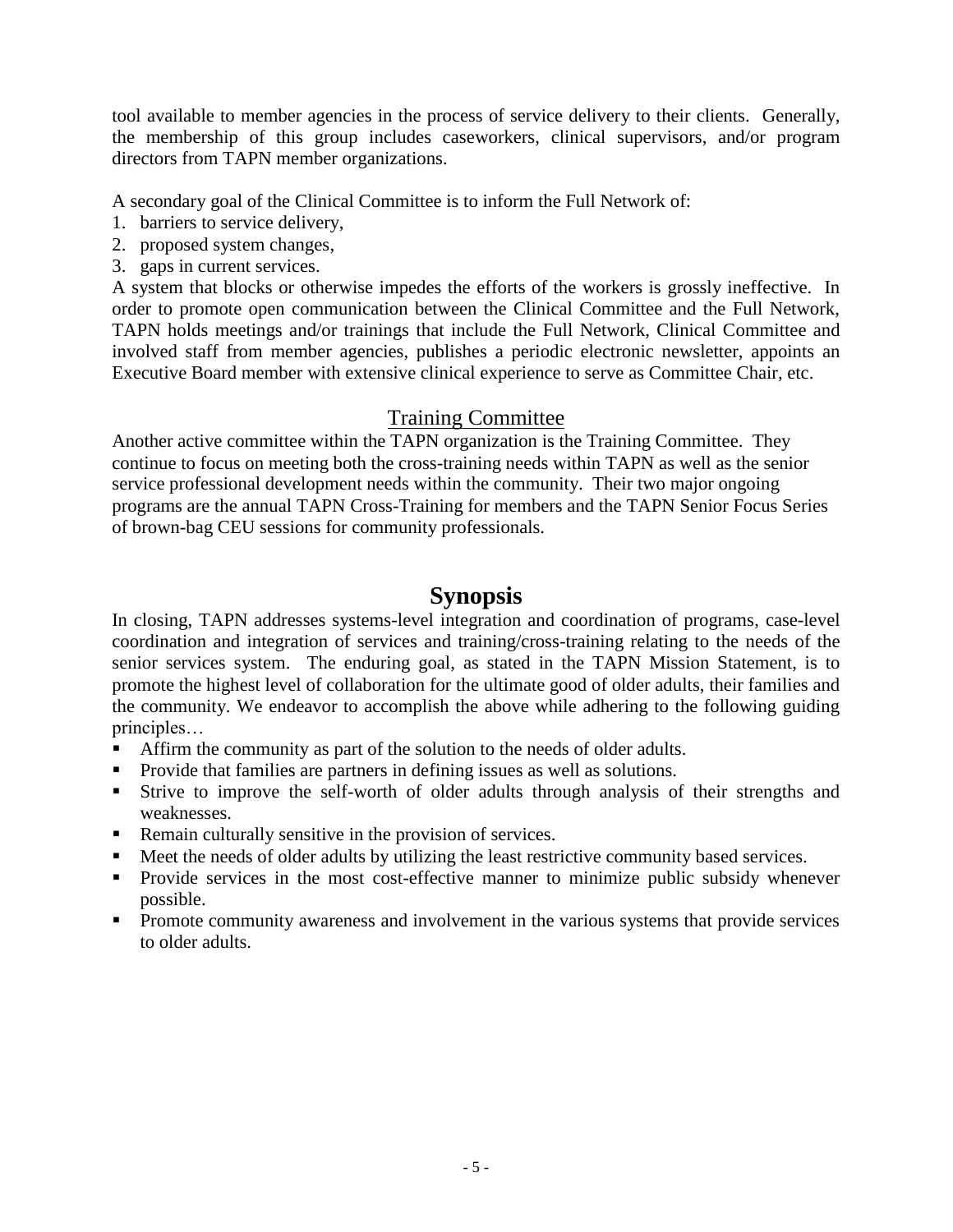tool available to member agencies in the process of service delivery to their clients. Generally, the membership of this group includes caseworkers, clinical supervisors, and/or program directors from TAPN member organizations.

A secondary goal of the Clinical Committee is to inform the Full Network of:

1. barriers to service delivery,
2. proposed system changes,
3. gaps in current services.

A system that blocks or otherwise impedes the efforts of the workers is grossly ineffective. In order to promote open communication between the Clinical Committee and the Full Network, TAPN holds meetings and/or trainings that include the Full Network, Clinical Committee and involved staff from member agencies, publishes a periodic electronic newsletter, appoints an Executive Board member with extensive clinical experience to serve as Committee Chair, etc.

### Training Committee

Another active committee within the TAPN organization is the Training Committee. They continue to focus on meeting both the cross-training needs within TAPN as well as the senior service professional development needs within the community. Their two major ongoing programs are the annual TAPN Cross-Training for members and the TAPN Senior Focus Series of brown-bag CEU sessions for community professionals.

## Synopsis

In closing, TAPN addresses systems-level integration and coordination of programs, case-level coordination and integration of services and training/cross-training relating to the needs of the senior services system. The enduring goal, as stated in the TAPN Mission Statement, is to promote the highest level of collaboration for the ultimate good of older adults, their families and the community. We endeavor to accomplish the above while adhering to the following guiding principles…

- Affirm the community as part of the solution to the needs of older adults.
- Provide that families are partners in defining issues as well as solutions.
- Strive to improve the self-worth of older adults through analysis of their strengths and weaknesses.
- Remain culturally sensitive in the provision of services.
- Meet the needs of older adults by utilizing the least restrictive community based services.
- Provide services in the most cost-effective manner to minimize public subsidy whenever possible.
- Promote community awareness and involvement in the various systems that provide services to older adults.